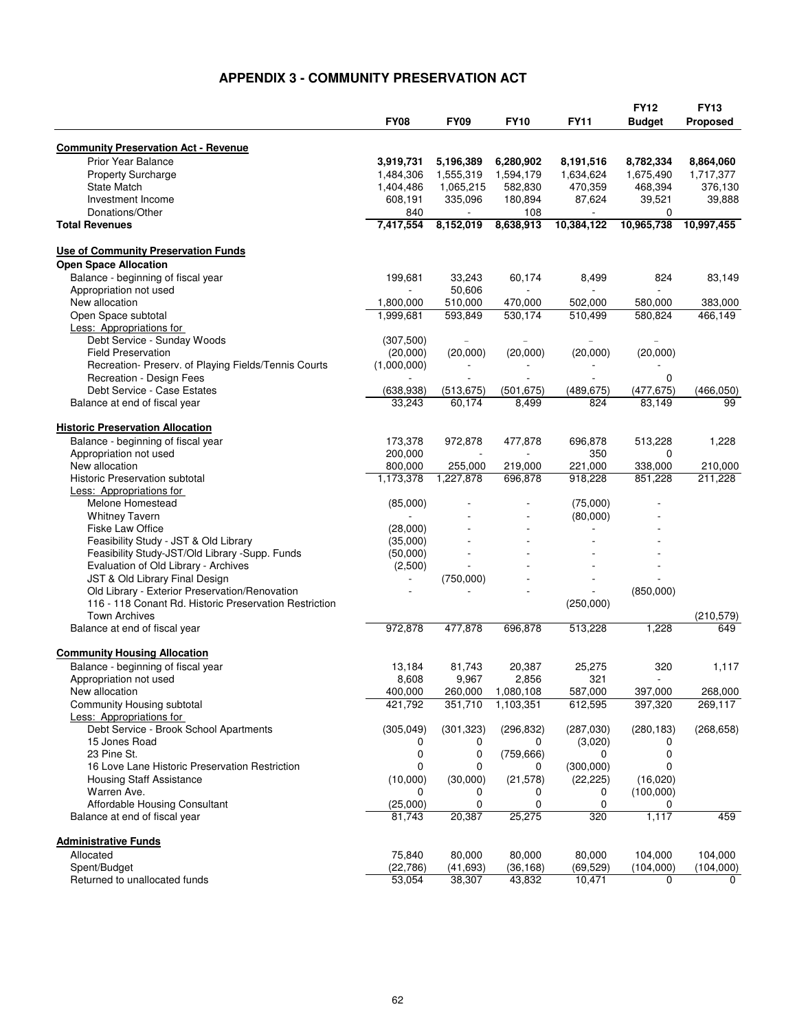# APPENDIX 3 - COMMUNITY PRESERVATION ACT

| | FY08 | FY09 | FY10 | FY11 | FY12 Budget | FY13 Proposed |
|---|---|---|---|---|---|---|
| **Community Preservation Act - Revenue** | | | | | | |
| Prior Year Balance | **3,919,731** | **5,196,389** | **6,280,902** | **8,191,516** | **8,782,334** | **8,864,060** |
| Property Surcharge | 1,484,306 | 1,555,319 | 1,594,179 | 1,634,624 | 1,675,490 | 1,717,377 |
| State Match | 1,404,486 | 1,065,215 | 582,830 | 470,359 | 468,394 | 376,130 |
| Investment Income | 608,191 | 335,096 | 180,894 | 87,624 | 39,521 | 39,888 |
| Donations/Other | 840 | - | 108 | - | 0 | |
| **Total Revenues** | **7,417,554** | **8,152,019** | **8,638,913** | **10,384,122** | **10,965,738** | **10,997,455** |
| | | | | | | |
| **Use of Community Preservation Funds** | | | | | | |
| **Open Space Allocation** | | | | | | |
| Balance - beginning of fiscal year | 199,681 | 33,243 | 60,174 | 8,499 | 824 | 83,149 |
| Appropriation not used | - | 50,606 | - | - | - | |
| New allocation | 1,800,000 | 510,000 | 470,000 | 502,000 | 580,000 | 383,000 |
| Open Space subtotal | 1,999,681 | 593,849 | 530,174 | 510,499 | 580,824 | 466,149 |
| Less: Appropriations for | | | | | | |
| Debt Service - Sunday Woods | (307,500) | – | – | – | – | |
| Field Preservation | (20,000) | (20,000) | (20,000) | (20,000) | (20,000) | |
| Recreation- Preserv. of Playing Fields/Tennis Courts | (1,000,000) | - | - | - | - | |
| Recreation - Design Fees | - | - | - | - | 0 | |
| Debt Service - Case Estates | (638,938) | (513,675) | (501,675) | (489,675) | (477,675) | (466,050) |
| Balance at end of fiscal year | 33,243 | 60,174 | 8,499 | 824 | 83,149 | 99 |
| | | | | | | |
| **Historic Preservation Allocation** | | | | | | |
| Balance - beginning of fiscal year | 173,378 | 972,878 | 477,878 | 696,878 | 513,228 | 1,228 |
| Appropriation not used | 200,000 | - | - | 350 | 0 | |
| New allocation | 800,000 | 255,000 | 219,000 | 221,000 | 338,000 | 210,000 |
| Historic Preservation subtotal | 1,173,378 | 1,227,878 | 696,878 | 918,228 | 851,228 | 211,228 |
| Less: Appropriations for | | | | | | |
| Melone Homestead | (85,000) | - | - | (75,000) | - | |
| Whitney Tavern | - | - | - | (80,000) | - | |
| Fiske Law Office | (28,000) | - | - | - | - | |
| Feasibility Study - JST & Old Library | (35,000) | - | - | - | - | |
| Feasibility Study-JST/Old Library -Supp. Funds | (50,000) | - | - | - | - | |
| Evaluation of Old Library - Archives | (2,500) | - | - | - | - | |
| JST & Old Library Final Design | - | (750,000) | - | - | - | |
| Old Library - Exterior Preservation/Renovation | - | - | - | - | (850,000) | |
| 116 - 118 Conant Rd. Historic Preservation Restriction | | | | (250,000) | | |
| Town Archives | | | | | | (210,579) |
| Balance at end of fiscal year | 972,878 | 477,878 | 696,878 | 513,228 | 1,228 | 649 |
| | | | | | | |
| **Community Housing Allocation** | | | | | | |
| Balance - beginning of fiscal year | 13,184 | 81,743 | 20,387 | 25,275 | 320 | 1,117 |
| Appropriation not used | 8,608 | 9,967 | 2,856 | 321 | - | |
| New allocation | 400,000 | 260,000 | 1,080,108 | 587,000 | 397,000 | 268,000 |
| Community Housing subtotal | 421,792 | 351,710 | 1,103,351 | 612,595 | 397,320 | 269,117 |
| Less: Appropriations for | | | | | | |
| Debt Service - Brook School Apartments | (305,049) | (301,323) | (296,832) | (287,030) | (280,183) | (268,658) |
| 15 Jones Road | 0 | 0 | 0 | (3,020) | 0 | |
| 23 Pine St. | 0 | 0 | (759,666) | 0 | 0 | |
| 16 Love Lane Historic Preservation Restriction | 0 | 0 | 0 | (300,000) | 0 | |
| Housing Staff Assistance | (10,000) | (30,000) | (21,578) | (22,225) | (16,020) | |
| Warren Ave. | 0 | 0 | 0 | 0 | (100,000) | |
| Affordable Housing Consultant | (25,000) | 0 | 0 | 0 | 0 | |
| Balance at end of fiscal year | 81,743 | 20,387 | 25,275 | 320 | 1,117 | 459 |
| | | | | | | |
| **Administrative Funds** | | | | | | |
| Allocated | 75,840 | 80,000 | 80,000 | 80,000 | 104,000 | 104,000 |
| Spent/Budget | (22,786) | (41,693) | (36,168) | (69,529) | (104,000) | (104,000) |
| Returned to unallocated funds | 53,054 | 38,307 | 43,832 | 10,471 | 0 | 0 |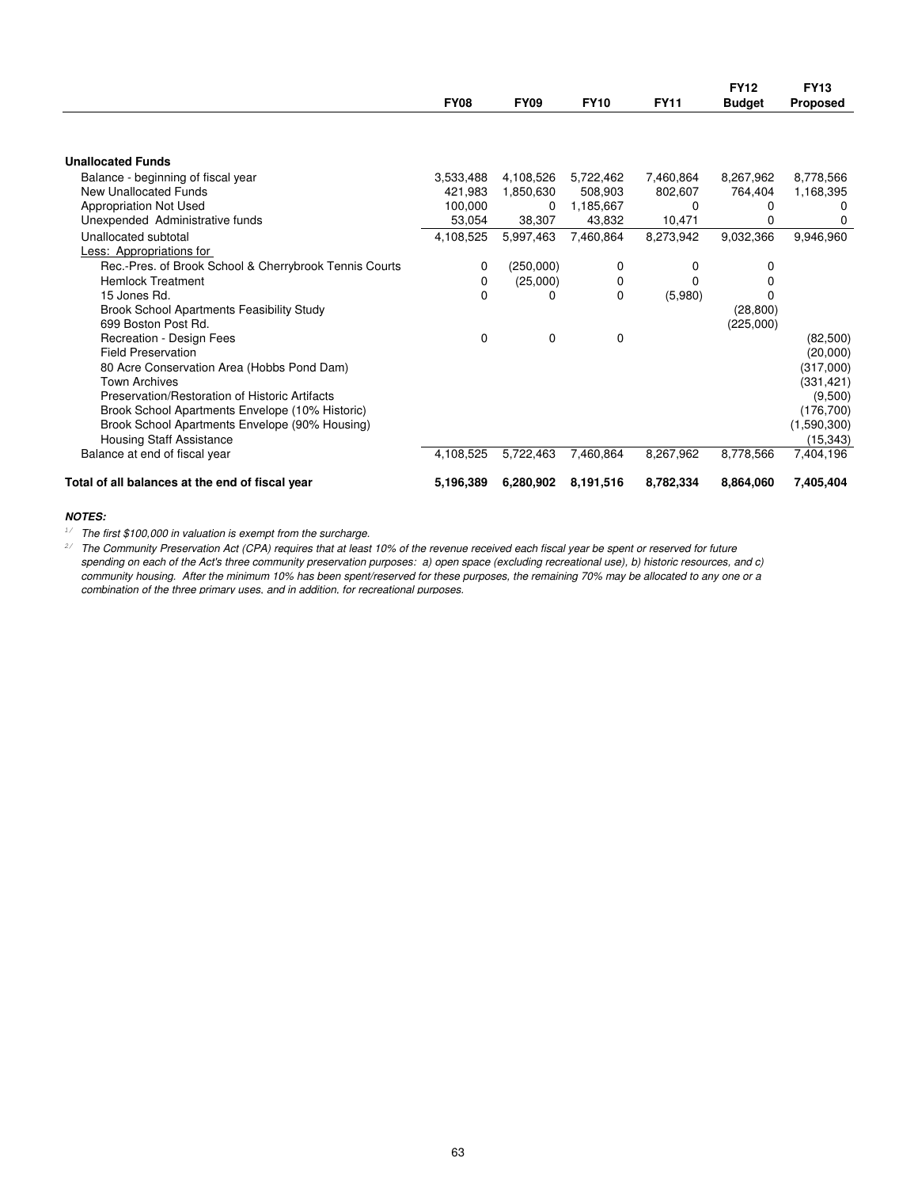| | FY08 | FY09 | FY10 | FY11 | FY12 Budget | FY13 Proposed |
|---|---|---|---|---|---|---|
| **Unallocated Funds** | | | | | | |
| Balance - beginning of fiscal year | 3,533,488 | 4,108,526 | 5,722,462 | 7,460,864 | 8,267,962 | 8,778,566 |
| New Unallocated Funds | 421,983 | 1,850,630 | 508,903 | 802,607 | 764,404 | 1,168,395 |
| Appropriation Not Used | 100,000 | 0 | 1,185,667 | 0 | 0 | 0 |
| Unexpended Administrative funds | 53,054 | 38,307 | 43,832 | 10,471 | 0 | 0 |
| Unallocated subtotal | 4,108,525 | 5,997,463 | 7,460,864 | 8,273,942 | 9,032,366 | 9,946,960 |
| Less: Appropriations for | | | | | | |
| Rec.-Pres. of Brook School & Cherrybrook Tennis Courts | 0 | (250,000) | 0 | 0 | 0 | |
| Hemlock Treatment | 0 | (25,000) | 0 | 0 | 0 | |
| 15 Jones Rd. | 0 | 0 | 0 | (5,980) | 0 | |
| Brook School Apartments Feasibility Study | | | | | (28,800) | |
| 699 Boston Post Rd. | | | | | (225,000) | |
| Recreation - Design Fees | 0 | 0 | 0 | | | (82,500) |
| Field Preservation | | | | | | (20,000) |
| 80 Acre Conservation Area (Hobbs Pond Dam) | | | | | | (317,000) |
| Town Archives | | | | | | (331,421) |
| Preservation/Restoration of Historic Artifacts | | | | | | (9,500) |
| Brook School Apartments Envelope (10% Historic) | | | | | | (176,700) |
| Brook School Apartments Envelope (90% Housing) | | | | | | (1,590,300) |
| Housing Staff Assistance | | | | | | (15,343) |
| Balance at end of fiscal year | 4,108,525 | 5,722,463 | 7,460,864 | 8,267,962 | 8,778,566 | 7,404,196 |
| **Total of all balances at the end of fiscal year** | **5,196,389** | **6,280,902** | **8,191,516** | **8,782,334** | **8,864,060** | **7,405,404** |

***NOTES:***

*[1] The first $100,000 in valuation is exempt from the surcharge.*

*[2] The Community Preservation Act (CPA) requires that at least 10% of the revenue received each fiscal year be spent or reserved for future spending on each of the Act's three community preservation purposes: a) open space (excluding recreational use), b) historic resources, and c) community housing. After the minimum 10% has been spent/reserved for these purposes, the remaining 70% may be allocated to any one or a combination of the three primary uses, and in addition, for recreational purposes.*